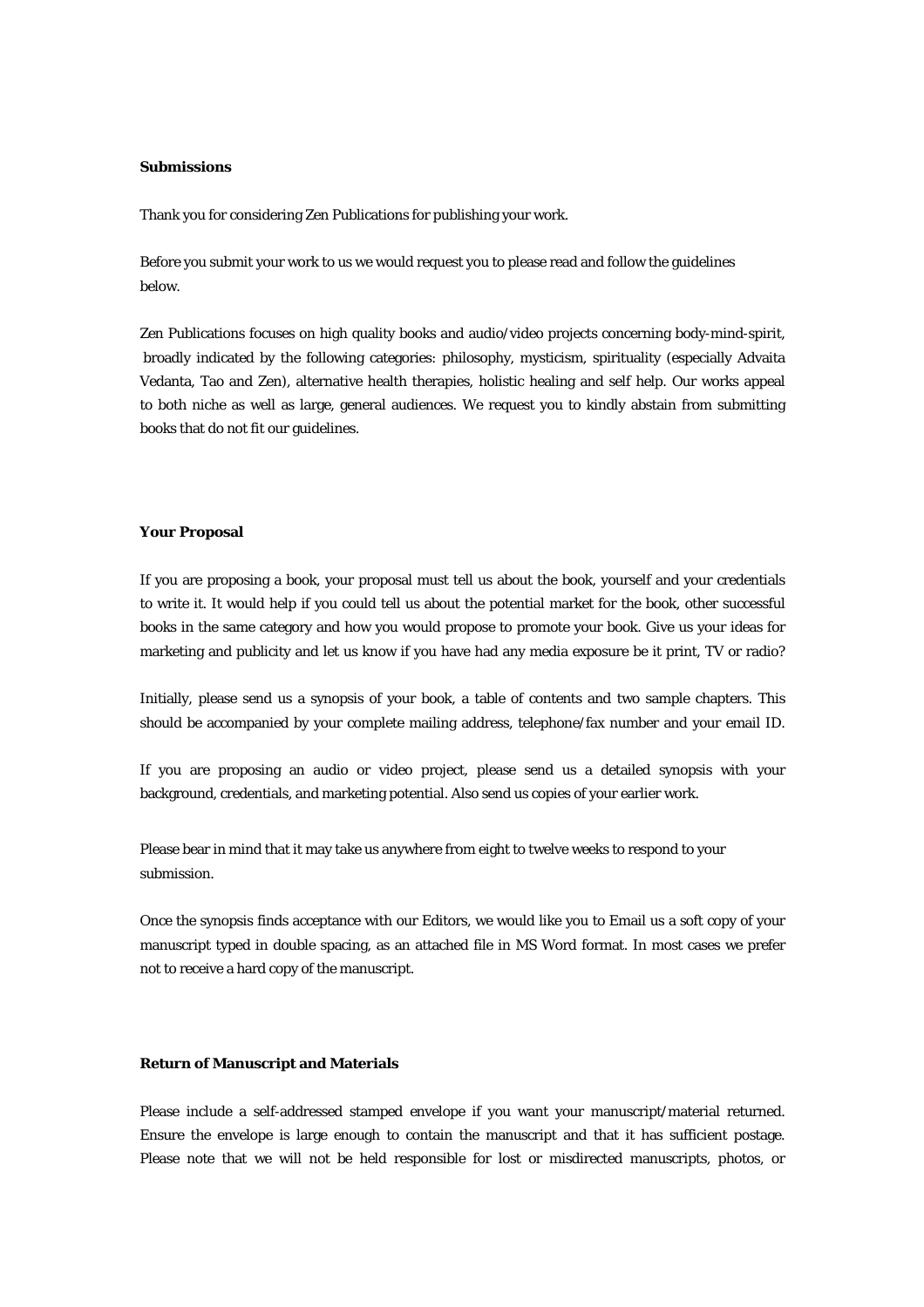**Submissions**

Thank you for considering Zen Publications for publishing your work.

Before you submit your work to us we would request you to please read and follow the guidelines below.

Zen Publications focuses on high quality books and audio/video projects concerning body-mind-spirit, broadly indicated by the following categories: philosophy, mysticism, spirituality (especially Advaita Vedanta, Tao and Zen), alternative health therapies, holistic healing and self help. Our works appeal to both niche as well as large, general audiences. We request you to kindly abstain from submitting books that do not fit our guidelines.

**Your Proposal**

If you are proposing a book, your proposal must tell us about the book, yourself and your credentials to write it. It would help if you could tell us about the potential market for the book, other successful books in the same category and how you would propose to promote your book. Give us your ideas for marketing and publicity and let us know if you have had any media exposure be it print, TV or radio?

Initially, please send us a synopsis of your book, a table of contents and two sample chapters. This should be accompanied by your complete mailing address, telephone/fax number and your email ID.

If you are proposing an audio or video project, please send us a detailed synopsis with your background, credentials, and marketing potential. Also send us copies of your earlier work.

Please bear in mind that it may take us anywhere from eight to twelve weeks to respond to your submission.

Once the synopsis finds acceptance with our Editors, we would like you to Email us a soft copy of your manuscript typed in double spacing, as an attached file in MS Word format. In most cases we prefer not to receive a hard copy of the manuscript.

**Return of Manuscript and Materials**

Please include a self-addressed stamped envelope if you want your manuscript/material returned. Ensure the envelope is large enough to contain the manuscript and that it has sufficient postage. Please note that we will not be held responsible for lost or misdirected manuscripts, photos, or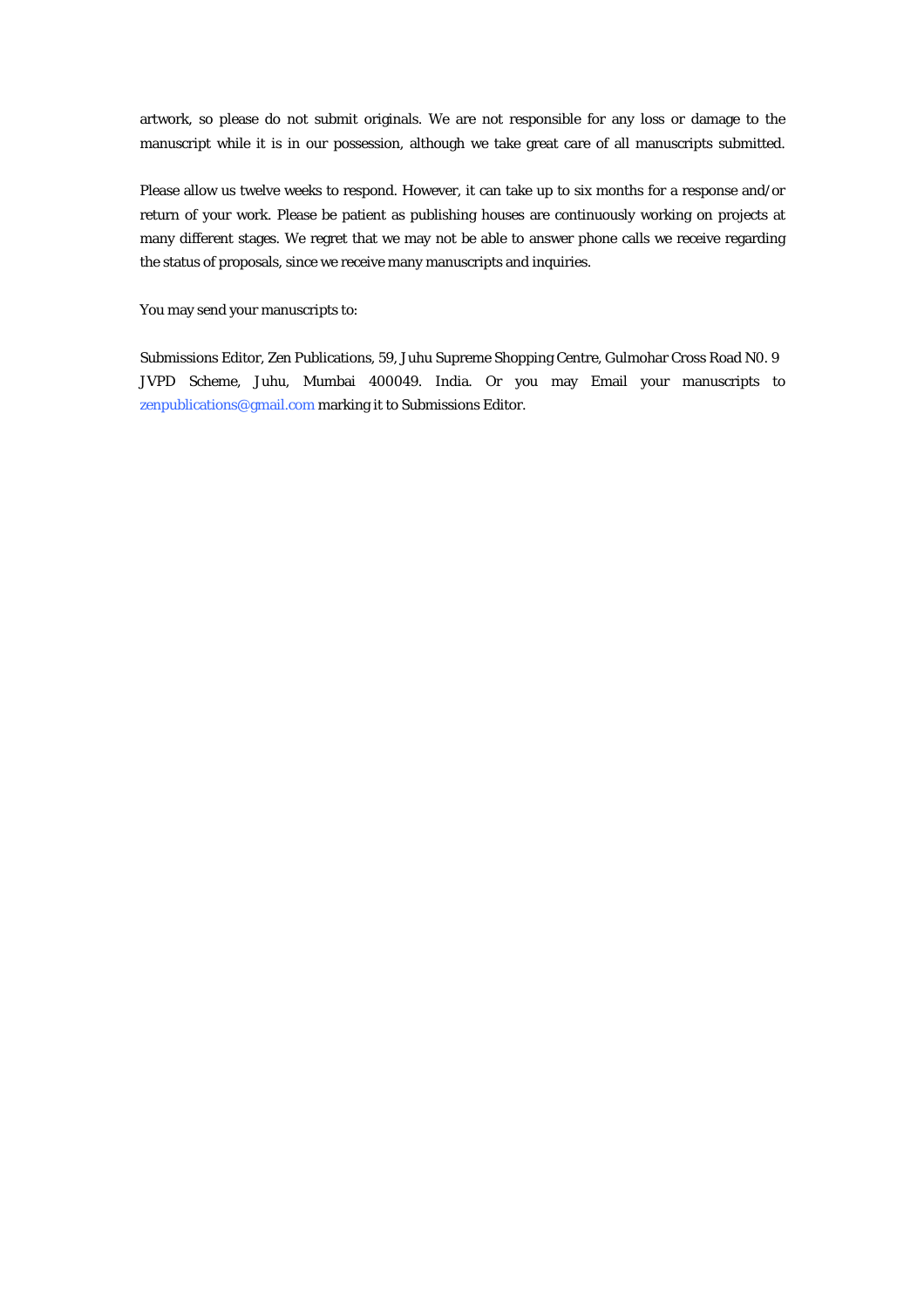artwork, so please do not submit originals. We are not responsible for any loss or damage to the manuscript while it is in our possession, although we take great care of all manuscripts submitted.

Please allow us twelve weeks to respond. However, it can take up to six months for a response and/or return of your work. Please be patient as publishing houses are continuously working on projects at many different stages. We regret that we may not be able to answer phone calls we receive regarding the status of proposals, since we receive many manuscripts and inquiries.

You may send your manuscripts to:

Submissions Editor, Zen Publications, 59, Juhu Supreme Shopping Centre, Gulmohar Cross Road N0. 9 JVPD Scheme, Juhu, Mumbai 400049. India. Or you may Email your manuscripts to zenpublications@gmail.com marking it to Submissions Editor.